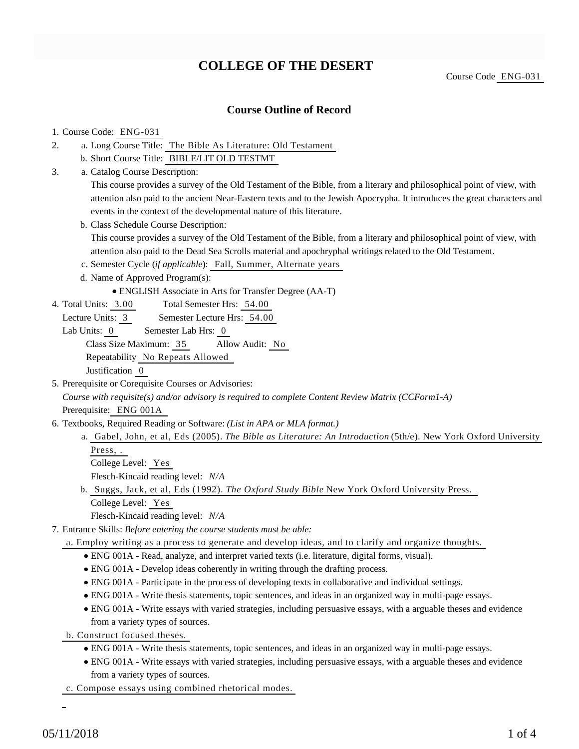# COLLEGE OF THE DESERT

Course Code ENG-031

## Course Outline of Record

1. Course Code: ENG-031
2. a. Long Course Title: The Bible As Literature: Old Testament
   b. Short Course Title: BIBLE/LIT OLD TESTMT
3. a. Catalog Course Description:
   This course provides a survey of the Old Testament of the Bible, from a literary and philosophical point of view, with attention also paid to the ancient Near-Eastern texts and to the Jewish Apocrypha. It introduces the great characters and events in the context of the developmental nature of this literature.
   b. Class Schedule Course Description:
   This course provides a survey of the Old Testament of the Bible, from a literary and philosophical point of view, with attention also paid to the Dead Sea Scrolls material and apochryphal writings related to the Old Testament.
   c. Semester Cycle (*if applicable*): Fall, Summer, Alternate years
   d. Name of Approved Program(s):
      - ENGLISH Associate in Arts for Transfer Degree (AA-T)
4. Total Units: 3.00 Total Semester Hrs: 54.00
   Lecture Units: 3 Semester Lecture Hrs: 54.00
   Lab Units: 0 Semester Lab Hrs: 0
   Class Size Maximum: 35 Allow Audit: No
   Repeatability No Repeats Allowed
   Justification 0
5. Prerequisite or Corequisite Courses or Advisories:
   *Course with requisite(s) and/or advisory is required to complete Content Review Matrix (CCForm1-A)*
   Prerequisite: ENG 001A
6. Textbooks, Required Reading or Software: *(List in APA or MLA format.)*
   a. Gabel, John, et al, Eds (2005). *The Bible as Literature: An Introduction* (5th/e). New York Oxford University Press, .
      College Level: Yes
      Flesch-Kincaid reading level: *N/A*
   b. Suggs, Jack, et al, Eds (1992). *The Oxford Study Bible* New York Oxford University Press.
      College Level: Yes
      Flesch-Kincaid reading level: *N/A*
7. Entrance Skills: *Before entering the course students must be able:*
   a. Employ writing as a process to generate and develop ideas, and to clarify and organize thoughts.
      - ENG 001A - Read, analyze, and interpret varied texts (i.e. literature, digital forms, visual).
      - ENG 001A - Develop ideas coherently in writing through the drafting process.
      - ENG 001A - Participate in the process of developing texts in collaborative and individual settings.
      - ENG 001A - Write thesis statements, topic sentences, and ideas in an organized way in multi-page essays.
      - ENG 001A - Write essays with varied strategies, including persuasive essays, with a arguable theses and evidence from a variety types of sources.
   b. Construct focused theses.
      - ENG 001A - Write thesis statements, topic sentences, and ideas in an organized way in multi-page essays.
      - ENG 001A - Write essays with varied strategies, including persuasive essays, with a arguable theses and evidence from a variety types of sources.
   c. Compose essays using combined rhetorical modes.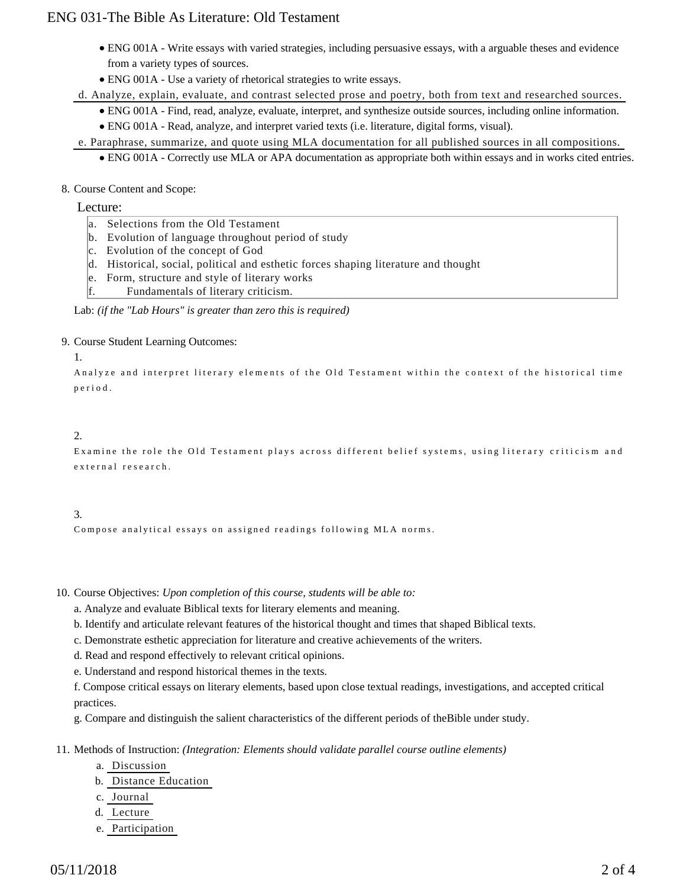- ENG 001A - Write essays with varied strategies, including persuasive essays, with a arguable theses and evidence from a variety types of sources.
- ENG 001A - Use a variety of rhetorical strategies to write essays.

d. Analyze, explain, evaluate, and contrast selected prose and poetry, both from text and researched sources.

- ENG 001A - Find, read, analyze, evaluate, interpret, and synthesize outside sources, including online information.
- ENG 001A - Read, analyze, and interpret varied texts (i.e. literature, digital forms, visual).

e. Paraphrase, summarize, and quote using MLA documentation for all published sources in all compositions.

- ENG 001A - Correctly use MLA or APA documentation as appropriate both within essays and in works cited entries.

8. Course Content and Scope:

Lecture:

a. Selections from the Old Testament
b. Evolution of language throughout period of study
c. Evolution of the concept of God
d. Historical, social, political and esthetic forces shaping literature and thought
e. Form, structure and style of literary works
f. Fundamentals of literary criticism.

Lab: *(if the "Lab Hours" is greater than zero this is required)*

9. Course Student Learning Outcomes:

1. Analyze and interpret literary elements of the Old Testament within the context of the historical time period.

2. Examine the role the Old Testament plays across different belief systems, using literary criticism and external research.

3. Compose analytical essays on assigned readings following MLA norms.

10. Course Objectives: *Upon completion of this course, students will be able to:*

a. Analyze and evaluate Biblical texts for literary elements and meaning.

b. Identify and articulate relevant features of the historical thought and times that shaped Biblical texts.

c. Demonstrate esthetic appreciation for literature and creative achievements of the writers.

d. Read and respond effectively to relevant critical opinions.

e. Understand and respond historical themes in the texts.

f. Compose critical essays on literary elements, based upon close textual readings, investigations, and accepted critical practices.

g. Compare and distinguish the salient characteristics of the different periods of theBible under study.

11. Methods of Instruction: *(Integration: Elements should validate parallel course outline elements)*

a. Discussion
b. Distance Education
c. Journal
d. Lecture
e. Participation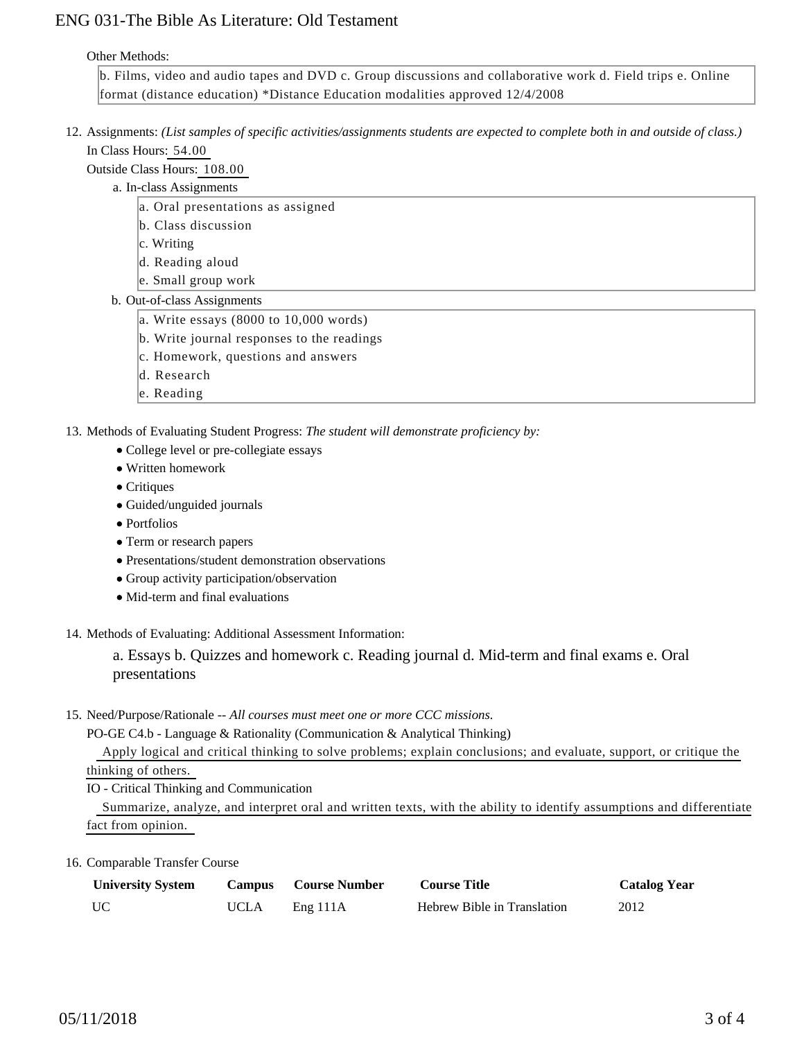Other Methods:

b. Films, video and audio tapes and DVD c. Group discussions and collaborative work d. Field trips e. Online format (distance education) *Distance Education modalities approved 12/4/2008

12. Assignments: *(List samples of specific activities/assignments students are expected to complete both in and outside of class.)*

    In Class Hours: 54.00

    Outside Class Hours: 108.00

    a. In-class Assignments

       a. Oral presentations as assigned
       b. Class discussion
       c. Writing
       d. Reading aloud
       e. Small group work

    b. Out-of-class Assignments

       a. Write essays (8000 to 10,000 words)
       b. Write journal responses to the readings
       c. Homework, questions and answers
       d. Research
       e. Reading

13. Methods of Evaluating Student Progress: *The student will demonstrate proficiency by:*

    - College level or pre-collegiate essays
    - Written homework
    - Critiques
    - Guided/unguided journals
    - Portfolios
    - Term or research papers
    - Presentations/student demonstration observations
    - Group activity participation/observation
    - Mid-term and final evaluations

14. Methods of Evaluating: Additional Assessment Information:

    a. Essays b. Quizzes and homework c. Reading journal d. Mid-term and final exams e. Oral presentations

15. Need/Purpose/Rationale -- *All courses must meet one or more CCC missions.*

    PO-GE C4.b - Language & Rationality (Communication & Analytical Thinking)

    Apply logical and critical thinking to solve problems; explain conclusions; and evaluate, support, or critique the thinking of others.

    IO - Critical Thinking and Communication

    Summarize, analyze, and interpret oral and written texts, with the ability to identify assumptions and differentiate fact from opinion.

16. Comparable Transfer Course

| University System | Campus | Course Number | Course Title | Catalog Year |
|---|---|---|---|---|
| UC | UCLA | Eng 111A | Hebrew Bible in Translation | 2012 |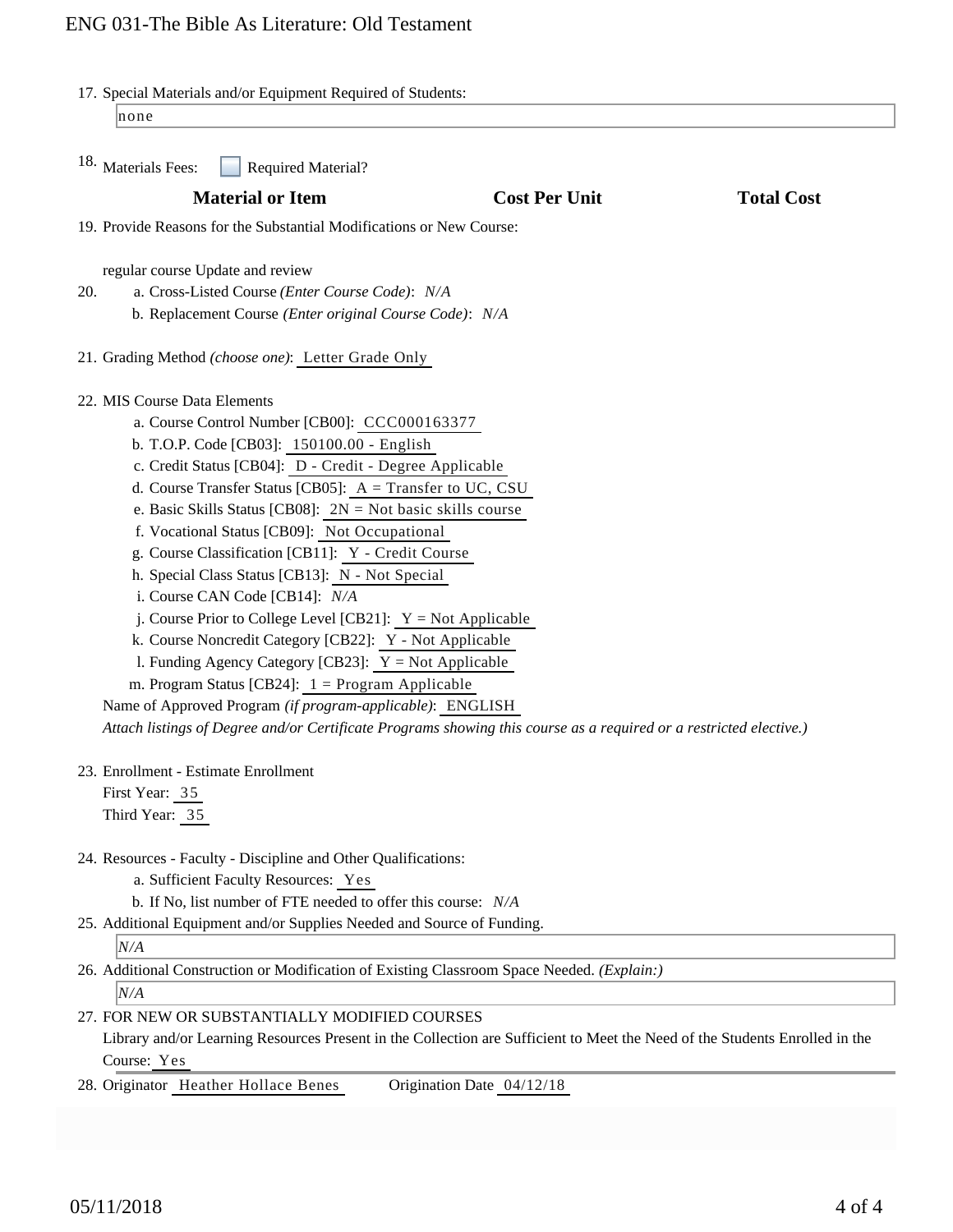17. Special Materials and/or Equipment Required of Students:

    none

18. Materials Fees: ☐ Required Material?

| Material or Item | Cost Per Unit | Total Cost |
|---|---|---|

19. Provide Reasons for the Substantial Modifications or New Course:

    regular course Update and review

20. a. Cross-Listed Course *(Enter Course Code)*: *N/A*

    b. Replacement Course *(Enter original Course Code)*: *N/A*

21. Grading Method *(choose one)*: Letter Grade Only

22. MIS Course Data Elements
    - a. Course Control Number [CB00]: CCC000163377
    - b. T.O.P. Code [CB03]: 150100.00 - English
    - c. Credit Status [CB04]: D - Credit - Degree Applicable
    - d. Course Transfer Status [CB05]: A = Transfer to UC, CSU
    - e. Basic Skills Status [CB08]: 2N = Not basic skills course
    - f. Vocational Status [CB09]: Not Occupational
    - g. Course Classification [CB11]: Y - Credit Course
    - h. Special Class Status [CB13]: N - Not Special
    - i. Course CAN Code [CB14]: *N/A*
    - j. Course Prior to College Level [CB21]: Y = Not Applicable
    - k. Course Noncredit Category [CB22]: Y - Not Applicable
    - l. Funding Agency Category [CB23]: Y = Not Applicable
    - m. Program Status [CB24]: 1 = Program Applicable

    Name of Approved Program *(if program-applicable)*: ENGLISH

    *Attach listings of Degree and/or Certificate Programs showing this course as a required or a restricted elective.)*

23. Enrollment - Estimate Enrollment

    First Year: 35

    Third Year: 35

24. Resources - Faculty - Discipline and Other Qualifications:
    - a. Sufficient Faculty Resources: Yes
    - b. If No, list number of FTE needed to offer this course: *N/A*

25. Additional Equipment and/or Supplies Needed and Source of Funding.

    *N/A*

26. Additional Construction or Modification of Existing Classroom Space Needed. *(Explain:)*

    *N/A*

27. FOR NEW OR SUBSTANTIALLY MODIFIED COURSES

    Library and/or Learning Resources Present in the Collection are Sufficient to Meet the Need of the Students Enrolled in the Course: Yes

28. Originator Heather Hollace Benes Origination Date 04/12/18